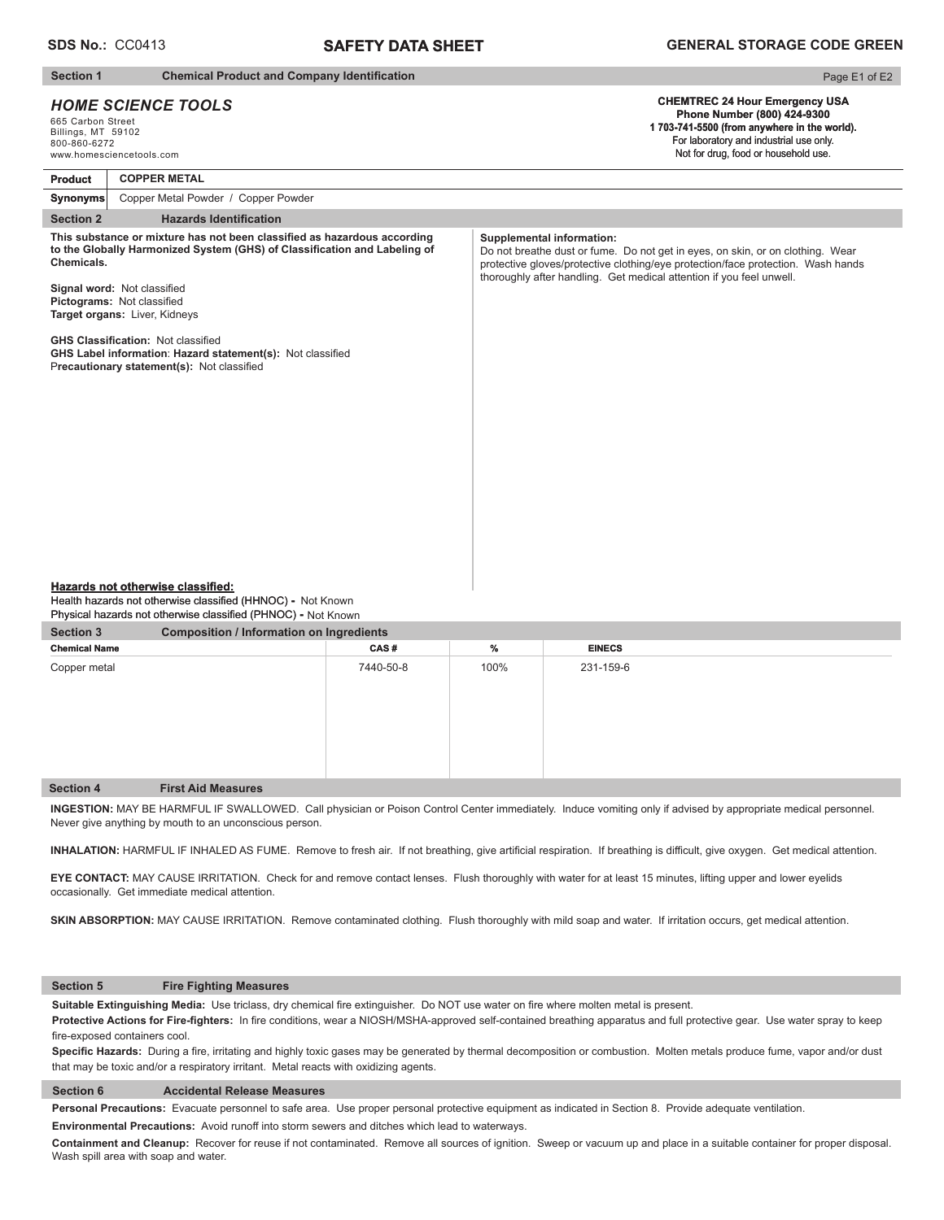**SDS No.:** CC0413

# SAFETY DATA SHEET

**GENERAL STORAGE CODE GREEN**

## Section 1 Chemical Product and Company Identification

***HOME SCIENCE TOOLS***
665 Carbon Street
Billings, MT 59102
800-860-6272
www.homesciencetools.com

**CHEMTREC 24 Hour Emergency USA**
**Phone Number (800) 424-9300**
**1 703-741-5500 (from anywhere in the world).**
For laboratory and industrial use only.
Not for drug, food or household use.

| | |
|---|---|
| **Product** | **COPPER METAL** |
| **Synonyms** | Copper Metal Powder / Copper Powder |

## Section 2 Hazards Identification

**This substance or mixture has not been classified as hazardous according to the Globally Harmonized System (GHS) of Classification and Labeling of Chemicals.**

**Signal word:** Not classified
**Pictograms:** Not classified
**Target organs:** Liver, Kidneys

**GHS Classification:** Not classified
**GHS Label information**: **Hazard statement(s):** Not classified
**Precautionary statement(s):** Not classified

**Supplemental information:**
Do not breathe dust or fume. Do not get in eyes, on skin, or on clothing. Wear protective gloves/protective clothing/eye protection/face protection. Wash hands thoroughly after handling. Get medical attention if you feel unwell.

**Hazards not otherwise classified:**
Health hazards not otherwise classified (HHNOC) **-** Not Known
Physical hazards not otherwise classified (PHNOC) **-** Not Known

## Section 3 Composition / Information on Ingredients

| Chemical Name | CAS # | % | EINECS |
|---|---|---|---|
| Copper metal | 7440-50-8 | 100% | 231-159-6 |

## Section 4 First Aid Measures

**INGESTION:** MAY BE HARMFUL IF SWALLOWED. Call physician or Poison Control Center immediately. Induce vomiting only if advised by appropriate medical personnel. Never give anything by mouth to an unconscious person.

**INHALATION:** HARMFUL IF INHALED AS FUME. Remove to fresh air. If not breathing, give artificial respiration. If breathing is difficult, give oxygen. Get medical attention.

**EYE CONTACT:** MAY CAUSE IRRITATION. Check for and remove contact lenses. Flush thoroughly with water for at least 15 minutes, lifting upper and lower eyelids occasionally. Get immediate medical attention.

**SKIN ABSORPTION:** MAY CAUSE IRRITATION. Remove contaminated clothing. Flush thoroughly with mild soap and water. If irritation occurs, get medical attention.

## Section 5 Fire Fighting Measures

**Suitable Extinguishing Media:** Use triclass, dry chemical fire extinguisher. Do NOT use water on fire where molten metal is present.

**Protective Actions for Fire-fighters:** In fire conditions, wear a NIOSH/MSHA-approved self-contained breathing apparatus and full protective gear. Use water spray to keep fire-exposed containers cool.

**Specific Hazards:** During a fire, irritating and highly toxic gases may be generated by thermal decomposition or combustion. Molten metals produce fume, vapor and/or dust that may be toxic and/or a respiratory irritant. Metal reacts with oxidizing agents.

## Section 6 Accidental Release Measures

**Personal Precautions:** Evacuate personnel to safe area. Use proper personal protective equipment as indicated in Section 8. Provide adequate ventilation.

**Environmental Precautions:** Avoid runoff into storm sewers and ditches which lead to waterways.

**Containment and Cleanup:** Recover for reuse if not contaminated. Remove all sources of ignition. Sweep or vacuum up and place in a suitable container for proper disposal. Wash spill area with soap and water.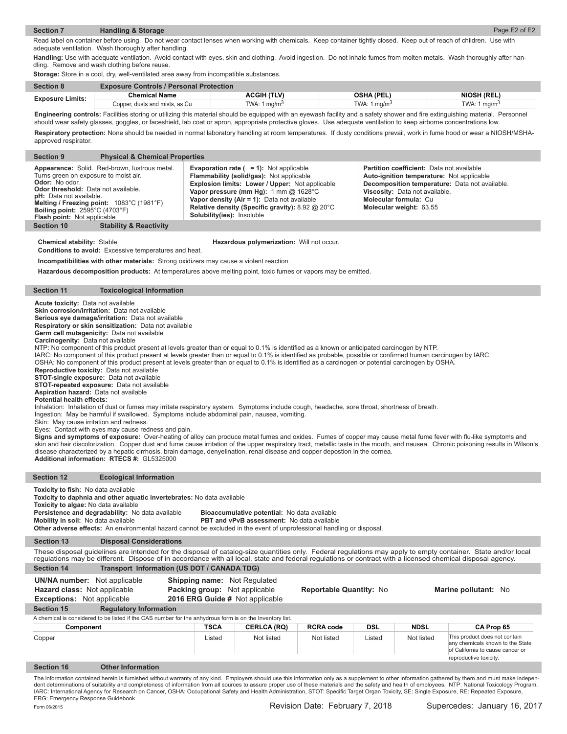## Section 7 Handling & Storage

Read label on container before using. Do not wear contact lenses when working with chemicals. Keep container tightly closed. Keep out of reach of children. Use with adequate ventilation. Wash thoroughly after handling.

**Handling:** Use with adequate ventilation. Avoid contact with eyes, skin and clothing. Avoid ingestion. Do not inhale fumes from molten metals. Wash thoroughly after handling. Remove and wash clothing before reuse.

**Storage:** Store in a cool, dry, well-ventilated area away from incompatible substances.

## Section 8 Exposure Controls / Personal Protection

| Exposure Limits: | Chemical Name | ACGIH (TLV) | OSHA (PEL) | NIOSH (REL) |
|---|---|---|---|---|
| | Copper, dusts and mists, as Cu | TWA: 1 mg/m$^3$ | TWA: 1 mg/m$^3$ | TWA: 1 mg/m$^3$ |

**Engineering controls:** Facilities storing or utilizing this material should be equipped with an eyewash facility and a safety shower and fire extinguishing material. Personnel should wear safety glasses, goggles, or faceshield, lab coat or apron, appropriate protective gloves. Use adequate ventilation to keep airborne concentrations low.

**Respiratory protection:** None should be needed in normal laboratory handling at room temperatures. If dusty conditions prevail, work in fume hood or wear a NIOSH/MSHA-approved respirator.

## Section 9 Physical & Chemical Properties

**Appearance:** Solid. Red-brown, lustrous metal. Turns green on exposure to moist air.
**Odor:** No odor.
**Odor threshold:** Data not available.
**pH:** Data not available.
**Melting / Freezing point:** 1083°C (1981°F)
**Boiling point:** 2595°C (4703°F)
**Flash point:** Not applicable

**Evaporation rate ( = 1):** Not applicable
**Flammability (solid/gas):** Not applicable
**Explosion limits: Lower / Upper:** Not applicable
**Vapor pressure (mm Hg):** 1 mm @ 1628°C
**Vapor density (Air = 1):** Data not available
**Relative density (Specific gravity):** 8.92 @ 20°C
**Solubility(ies):** Insoluble

**Partition coefficient:** Data not available
**Auto-ignition temperature:** Not applicable
**Decomposition temperature:** Data not available.
**Viscosity:** Data not available.
**Molecular formula:** Cu
**Molecular weight:** 63.55

## Section 10 Stability & Reactivity

**Chemical stability:** Stable

**Hazardous polymerization:** Will not occur.

**Conditions to avoid:** Excessive temperatures and heat.

**Incompatibilities with other materials:** Strong oxidizers may cause a violent reaction.

**Hazardous decomposition products:** At temperatures above melting point, toxic fumes or vapors may be emitted.

## Section 11 Toxicological Information

**Acute toxicity:** Data not available
**Skin corrosion/irritation:** Data not available
**Serious eye damage/irritation:** Data not available
**Respiratory or skin sensitization:** Data not available
**Germ cell mutagenicity:** Data not available
**Carcinogenity:** Data not available
NTP: No component of this product present at levels greater than or equal to 0.1% is identified as a known or anticipated carcinogen by NTP.
IARC: No component of this product present at levels greater than or equal to 0.1% is identified as probable, possible or confirmed human carcinogen by IARC.
OSHA: No component of this product present at levels greater than or equal to 0.1% is identified as a carcinogen or potential carcinogen by OSHA.
**Reproductive toxicity:** Data not available
**STOT-single exposure:** Data not available
**STOT-repeated exposure:** Data not available
**Aspiration hazard:** Data not available
**Potential health effects:**
Inhalation: Inhalation of dust or fumes may irritate respiratory system. Symptoms include cough, headache, sore throat, shortness of breath.
Ingestion: May be harmful if swallowed. Symptoms include abdominal pain, nausea, vomiting.
Skin: May cause irritation and redness.
Eyes: Contact with eyes may cause redness and pain.
**Signs and symptoms of exposure:** Over-heating of alloy can produce metal fumes and oxides. Fumes of copper may cause metal fume fever with flu-like symptoms and skin and hair discoloration. Copper dust and fume cause irritation of the upper respiratory tract, metallic taste in the mouth, and nausea. Chronic poisoning results in Wilson's disease characterized by a hepatic cirrhosis, brain damage, denyelination, renal disease and copper depostion in the cornea.
**Additional information: RTECS #:** GL5325000

## Section 12 Ecological Information

**Toxicity to fish:** No data available
**Toxicity to daphnia and other aquatic invertebrates:** No data available
**Toxicity to algae:** No data available
**Persistence and degradability:** No data available
**Bioaccumulative potential:** No data available
**Mobility in soil:** No data available
**PBT and vPvB assessment:** No data available
**Other adverse effects:** An environmental hazard cannot be excluded in the event of unprofessional handling or disposal.

## Section 13 Disposal Considerations

These disposal guidelines are intended for the disposal of catalog-size quantities only. Federal regulations may apply to empty container. State and/or local regulations may be different. Dispose of in accordance with all local, state and federal regulations or contract with a licensed chemical disposal agency.

## Section 14 Transport Information (US DOT / CANADA TDG)

**UN/NA number:** Not applicable
**Hazard class:** Not applicable
**Exceptions:** Not applicable
**Shipping name:** Not Regulated
**Packing group:** Not applicable
**2016 ERG Guide #** Not applicable
**Reportable Quantity:** No
**Marine pollutant:** No

## Section 15 Regulatory Information

A chemical is considered to be listed if the CAS number for the anhydrous form is on the Inventory list.

| Component | TSCA | CERLCA (RQ) | RCRA code | DSL | NDSL | CA Prop 65 |
|---|---|---|---|---|---|---|
| Copper | Listed | Not listed | Not listed | Listed | Not listed | This product does not contain any chemicals known to the State of California to cause cancer or reproductive toxicity. |

## Section 16 Other Information

The information contained herein is furnished without warranty of any kind. Employers should use this information only as a supplement to other information gathered by them and must make independent determinations of suitability and completeness of information from all sources to assure proper use of these materials and the safety and health of employees. NTP: National Toxicology Program, IARC: International Agency for Research on Cancer, OSHA: Occupational Safety and Health Administration, STOT: Specific Target Organ Toxicity, SE: Single Exposure, RE: Repeated Exposure, ERG: Emergency Response Guidebook.

Form 06/2015

Revision Date: February 7, 2018 Supercedes: January 16, 2017